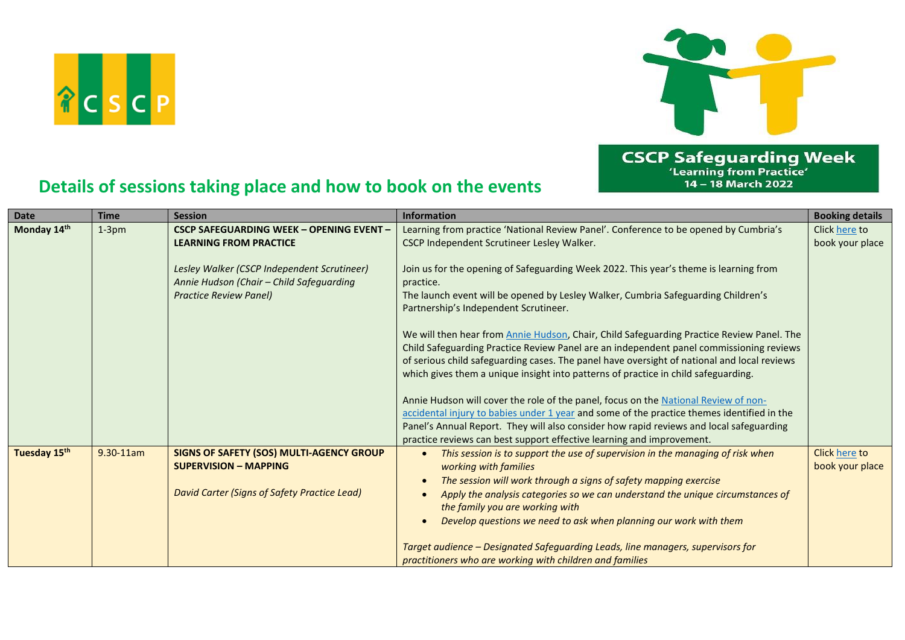CSCP Safeguarding Week
'Learning from Practice'
14 – 18 March 2022

## Details of sessions taking place and how to book on the events

| Date | Time | Session | Information | Booking details |
|---|---|---|---|---|
| **Monday 14th** | 1-3pm | **CSCP SAFEGUARDING WEEK – OPENING EVENT – LEARNING FROM PRACTICE**<br><br>*Lesley Walker (CSCP Independent Scrutineer)*<br>*Annie Hudson (Chair – Child Safeguarding Practice Review Panel)* | Learning from practice 'National Review Panel'. Conference to be opened by Cumbria's CSCP Independent Scrutineer Lesley Walker.<br><br>Join us for the opening of Safeguarding Week 2022. This year's theme is learning from practice.<br>The launch event will be opened by Lesley Walker, Cumbria Safeguarding Children's Partnership's Independent Scrutineer.<br><br>We will then hear from Annie Hudson, Chair, Child Safeguarding Practice Review Panel. The Child Safeguarding Practice Review Panel are an independent panel commissioning reviews of serious child safeguarding cases. The panel have oversight of national and local reviews which gives them a unique insight into patterns of practice in child safeguarding.<br><br>Annie Hudson will cover the role of the panel, focus on the National Review of non-accidental injury to babies under 1 year and some of the practice themes identified in the Panel's Annual Report. They will also consider how rapid reviews and local safeguarding practice reviews can best support effective learning and improvement. | Click here to book your place |
| **Tuesday 15th** | 9.30-11am | **SIGNS OF SAFETY (SOS) MULTI-AGENCY GROUP SUPERVISION – MAPPING**<br><br>*David Carter (Signs of Safety Practice Lead)* | • *This session is to support the use of supervision in the managing of risk when working with families*<br>• *The session will work through a signs of safety mapping exercise*<br>• *Apply the analysis categories so we can understand the unique circumstances of the family you are working with*<br>• *Develop questions we need to ask when planning our work with them*<br><br>*Target audience – Designated Safeguarding Leads, line managers, supervisors for practitioners who are working with children and families* | Click here to book your place |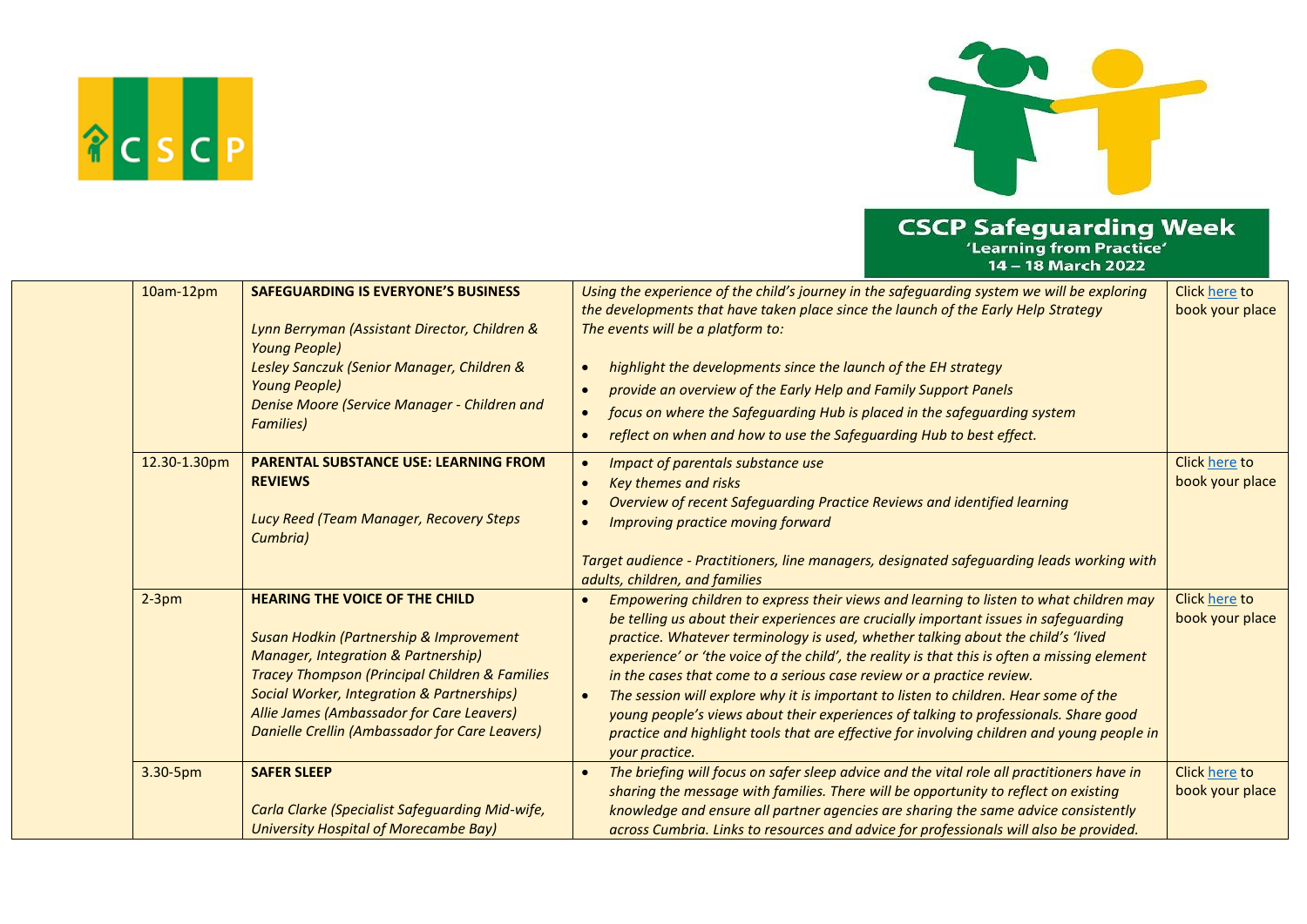CSCP Safeguarding Week
'Learning from Practice'
14 – 18 March 2022

| | | | | |
|---|---|---|---|---|
| | 10am-12pm | **SAFEGUARDING IS EVERYONE'S BUSINESS**<br><br>*Lynn Berryman (Assistant Director, Children & Young People)*<br>*Lesley Sanczuk (Senior Manager, Children & Young People)*<br>*Denise Moore (Service Manager - Children and Families)* | *Using the experience of the child's journey in the safeguarding system we will be exploring the developments that have taken place since the launch of the Early Help Strategy*<br>*The events will be a platform to:*<br><br>• *highlight the developments since the launch of the EH strategy*<br>• *provide an overview of the Early Help and Family Support Panels*<br>• *focus on where the Safeguarding Hub is placed in the safeguarding system*<br>• *reflect on when and how to use the Safeguarding Hub to best effect.* | Click here to book your place |
| | 12.30-1.30pm | **PARENTAL SUBSTANCE USE: LEARNING FROM REVIEWS**<br><br>*Lucy Reed (Team Manager, Recovery Steps Cumbria)* | • *Impact of parentals substance use*<br>• *Key themes and risks*<br>• *Overview of recent Safeguarding Practice Reviews and identified learning*<br>• *Improving practice moving forward*<br><br>*Target audience - Practitioners, line managers, designated safeguarding leads working with adults, children, and families* | Click here to book your place |
| | 2-3pm | **HEARING THE VOICE OF THE CHILD**<br><br>*Susan Hodkin (Partnership & Improvement Manager, Integration & Partnership)*<br>*Tracey Thompson (Principal Children & Families Social Worker, Integration & Partnerships)*<br>*Allie James (Ambassador for Care Leavers)*<br>*Danielle Crellin (Ambassador for Care Leavers)* | • *Empowering children to express their views and learning to listen to what children may be telling us about their experiences are crucially important issues in safeguarding practice. Whatever terminology is used, whether talking about the child's 'lived experience' or 'the voice of the child', the reality is that this is often a missing element in the cases that come to a serious case review or a practice review.*<br>• *The session will explore why it is important to listen to children. Hear some of the young people's views about their experiences of talking to professionals. Share good practice and highlight tools that are effective for involving children and young people in your practice.* | Click here to book your place |
| | 3.30-5pm | **SAFER SLEEP**<br><br>*Carla Clarke (Specialist Safeguarding Mid-wife, University Hospital of Morecambe Bay)* | • *The briefing will focus on safer sleep advice and the vital role all practitioners have in sharing the message with families. There will be opportunity to reflect on existing knowledge and ensure all partner agencies are sharing the same advice consistently across Cumbria. Links to resources and advice for professionals will also be provided.* | Click here to book your place |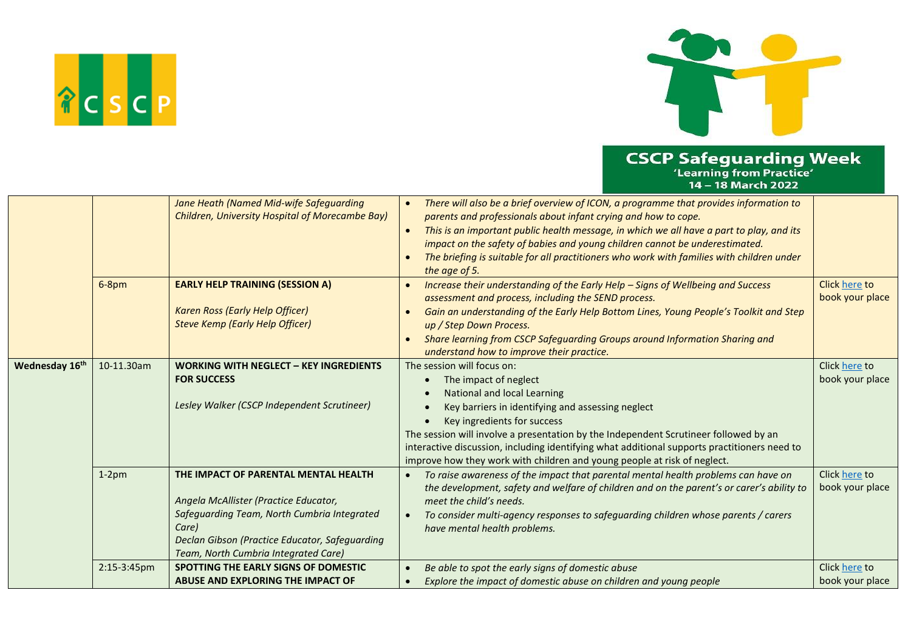| | | | | |
|---|---|---|---|---|
| | | *Jane Heath (Named Mid-wife Safeguarding Children, University Hospital of Morecambe Bay)* | • *There will also be a brief overview of ICON, a programme that provides information to parents and professionals about infant crying and how to cope.*<br>• *This is an important public health message, in which we all have a part to play, and its impact on the safety of babies and young children cannot be underestimated.*<br>• *The briefing is suitable for all practitioners who work with families with children under the age of 5.* | |
| | 6-8pm | **EARLY HELP TRAINING (SESSION A)**<br><br>*Karen Ross (Early Help Officer)*<br>*Steve Kemp (Early Help Officer)* | • *Increase their understanding of the Early Help – Signs of Wellbeing and Success assessment and process, including the SEND process.*<br>• *Gain an understanding of the Early Help Bottom Lines, Young People's Toolkit and Step up / Step Down Process.*<br>• *Share learning from CSCP Safeguarding Groups around Information Sharing and understand how to improve their practice.* | Click here to book your place |
| **Wednesday 16th** | 10-11.30am | **WORKING WITH NEGLECT – KEY INGREDIENTS FOR SUCCESS**<br><br>*Lesley Walker (CSCP Independent Scrutineer)* | The session will focus on:<br>• The impact of neglect<br>• National and local Learning<br>• Key barriers in identifying and assessing neglect<br>• Key ingredients for success<br>The session will involve a presentation by the Independent Scrutineer followed by an interactive discussion, including identifying what additional supports practitioners need to improve how they work with children and young people at risk of neglect. | Click here to book your place |
| | 1-2pm | **THE IMPACT OF PARENTAL MENTAL HEALTH**<br><br>*Angela McAllister (Practice Educator, Safeguarding Team, North Cumbria Integrated Care)*<br>*Declan Gibson (Practice Educator, Safeguarding Team, North Cumbria Integrated Care)* | • *To raise awareness of the impact that parental mental health problems can have on the development, safety and welfare of children and on the parent's or carer's ability to meet the child's needs.*<br>• *To consider multi-agency responses to safeguarding children whose parents / carers have mental health problems.* | Click here to book your place |
| | 2:15-3:45pm | **SPOTTING THE EARLY SIGNS OF DOMESTIC ABUSE AND EXPLORING THE IMPACT OF** | • *Be able to spot the early signs of domestic abuse*<br>• *Explore the impact of domestic abuse on children and young people* | Click here to book your place |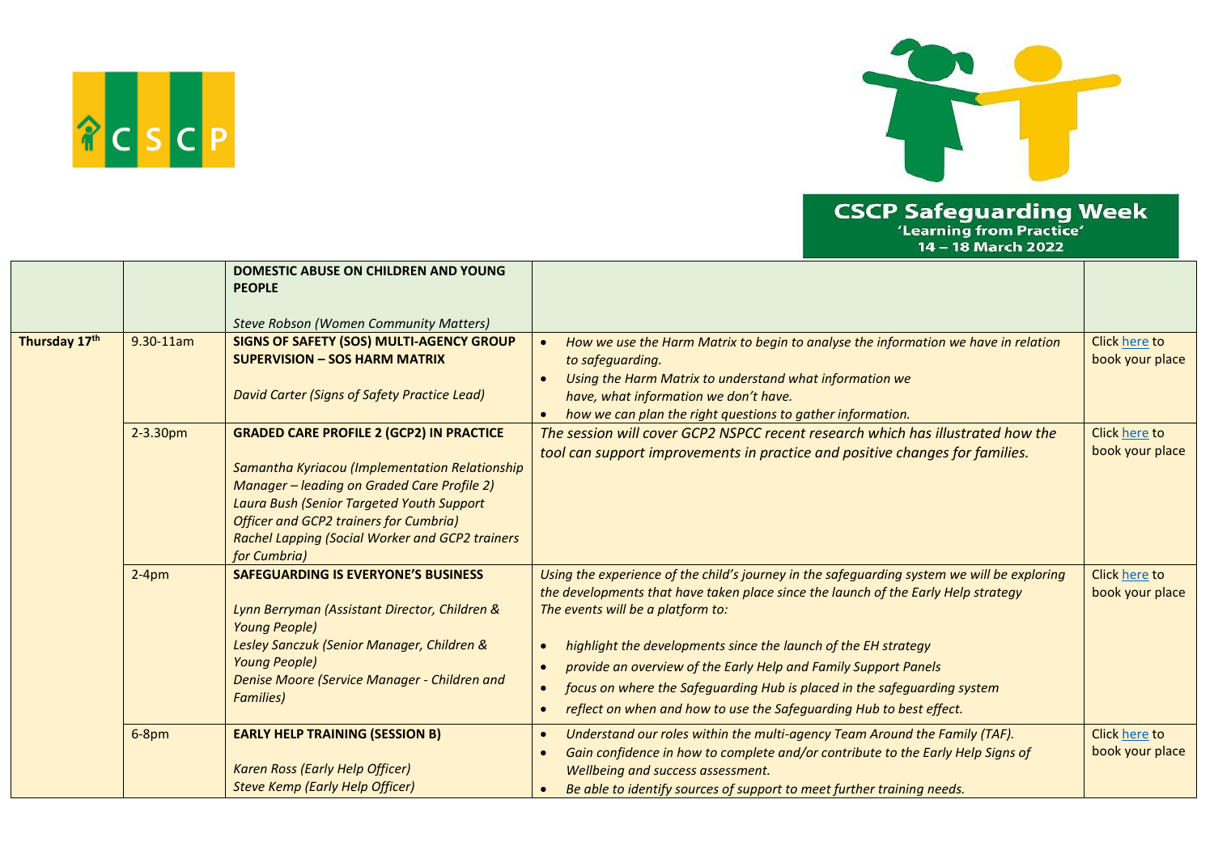# CSCP Safeguarding Week

'Learning from Practice'

14 – 18 March 2022

| | | | | |
|---|---|---|---|---|
| | | **DOMESTIC ABUSE ON CHILDREN AND YOUNG PEOPLE**<br><br>*Steve Robson (Women Community Matters)* | | |
| **Thursday 17th** | 9.30-11am | **SIGNS OF SAFETY (SOS) MULTI-AGENCY GROUP SUPERVISION – SOS HARM MATRIX**<br><br>*David Carter (Signs of Safety Practice Lead)* | • *How we use the Harm Matrix to begin to analyse the information we have in relation to safeguarding.*<br>• *Using the Harm Matrix to understand what information we have, what information we don't have.*<br>• *how we can plan the right questions to gather information.* | Click here to book your place |
| | 2-3.30pm | **GRADED CARE PROFILE 2 (GCP2) IN PRACTICE**<br><br>*Samantha Kyriacou (Implementation Relationship Manager – leading on Graded Care Profile 2)*<br>*Laura Bush (Senior Targeted Youth Support Officer and GCP2 trainers for Cumbria)*<br>*Rachel Lapping (Social Worker and GCP2 trainers for Cumbria)* | *The session will cover GCP2 NSPCC recent research which has illustrated how the tool can support improvements in practice and positive changes for families.* | Click here to book your place |
| | 2-4pm | **SAFEGUARDING IS EVERYONE'S BUSINESS**<br><br>*Lynn Berryman (Assistant Director, Children & Young People)*<br>*Lesley Sanczuk (Senior Manager, Children & Young People)*<br>*Denise Moore (Service Manager - Children and Families)* | *Using the experience of the child's journey in the safeguarding system we will be exploring the developments that have taken place since the launch of the Early Help strategy*<br>*The events will be a platform to:*<br><br>• *highlight the developments since the launch of the EH strategy*<br>• *provide an overview of the Early Help and Family Support Panels*<br>• *focus on where the Safeguarding Hub is placed in the safeguarding system*<br>• *reflect on when and how to use the Safeguarding Hub to best effect.* | Click here to book your place |
| | 6-8pm | **EARLY HELP TRAINING (SESSION B)**<br><br>*Karen Ross (Early Help Officer)*<br>*Steve Kemp (Early Help Officer)* | • *Understand our roles within the multi-agency Team Around the Family (TAF).*<br>• *Gain confidence in how to complete and/or contribute to the Early Help Signs of Wellbeing and success assessment.*<br>• *Be able to identify sources of support to meet further training needs.* | Click here to book your place |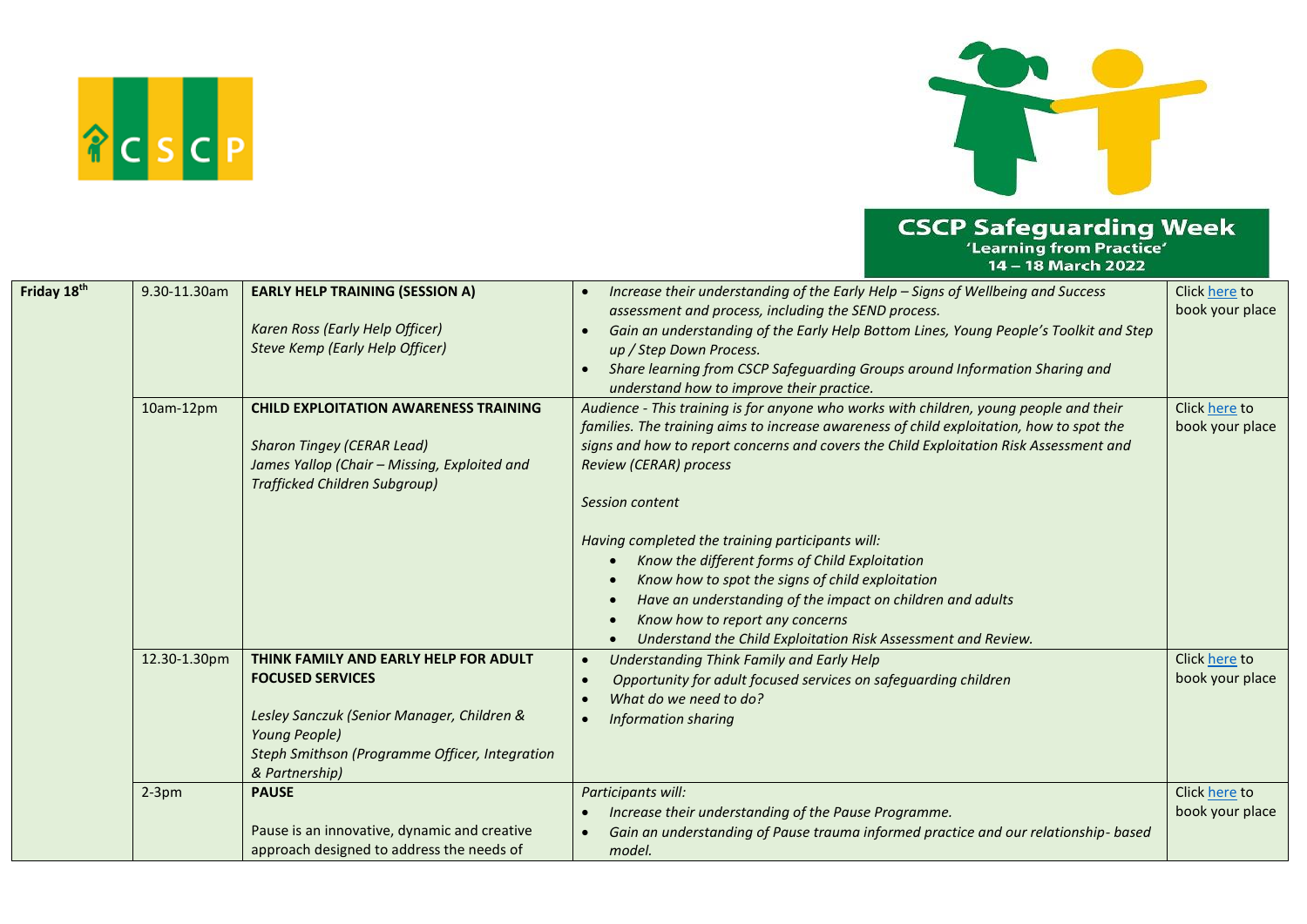CSCP Safeguarding Week
'Learning from Practice'
14 – 18 March 2022

| | | | | |
|---|---|---|---|---|
| **Friday 18th** | 9.30-11.30am | **EARLY HELP TRAINING (SESSION A)**<br><br>*Karen Ross (Early Help Officer)*<br>*Steve Kemp (Early Help Officer)* | • *Increase their understanding of the Early Help – Signs of Wellbeing and Success assessment and process, including the SEND process.*<br>• *Gain an understanding of the Early Help Bottom Lines, Young People's Toolkit and Step up / Step Down Process.*<br>• *Share learning from CSCP Safeguarding Groups around Information Sharing and understand how to improve their practice.* | Click here to book your place |
| | 10am-12pm | **CHILD EXPLOITATION AWARENESS TRAINING**<br><br>*Sharon Tingey (CERAR Lead)*<br>*James Yallop (Chair – Missing, Exploited and Trafficked Children Subgroup)* | *Audience - This training is for anyone who works with children, young people and their families. The training aims to increase awareness of child exploitation, how to spot the signs and how to report concerns and covers the Child Exploitation Risk Assessment and Review (CERAR) process*<br><br>*Session content*<br><br>*Having completed the training participants will:*<br>• *Know the different forms of Child Exploitation*<br>• *Know how to spot the signs of child exploitation*<br>• *Have an understanding of the impact on children and adults*<br>• *Know how to report any concerns*<br>• *Understand the Child Exploitation Risk Assessment and Review.* | Click here to book your place |
| | 12.30-1.30pm | **THINK FAMILY AND EARLY HELP FOR ADULT FOCUSED SERVICES**<br><br>*Lesley Sanczuk (Senior Manager, Children & Young People)*<br>*Steph Smithson (Programme Officer, Integration & Partnership)* | • *Understanding Think Family and Early Help*<br>• *Opportunity for adult focused services on safeguarding children*<br>• *What do we need to do?*<br>• *Information sharing* | Click here to book your place |
| | 2-3pm | **PAUSE**<br><br>Pause is an innovative, dynamic and creative approach designed to address the needs of | *Participants will:*<br>• *Increase their understanding of the Pause Programme.*<br>• *Gain an understanding of Pause trauma informed practice and our relationship- based model.* | Click here to book your place |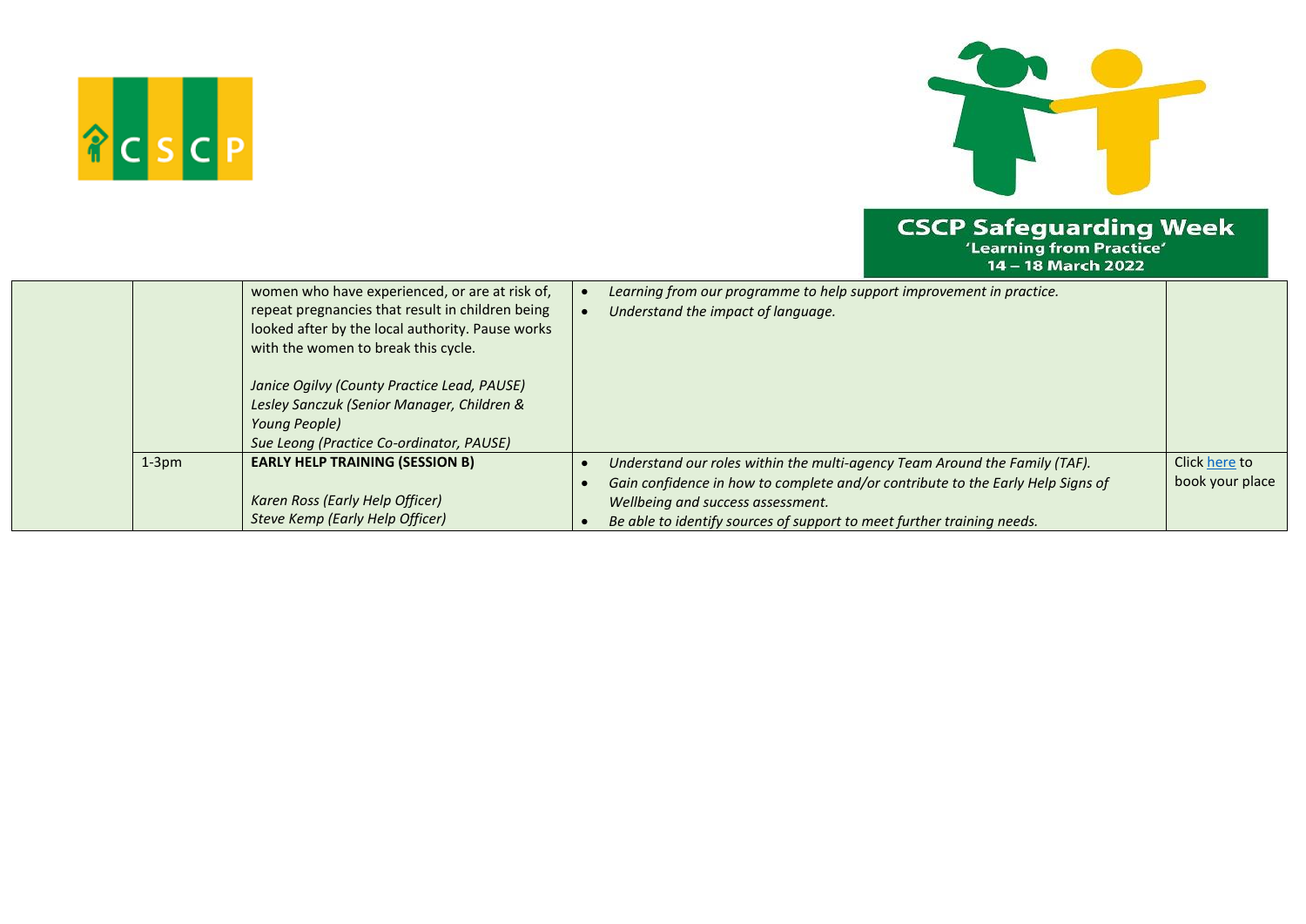| | | | | |
|---|---|---|---|---|
| | | women who have experienced, or are at risk of, repeat pregnancies that result in children being looked after by the local authority. Pause works with the women to break this cycle.<br><br>*Janice Ogilvy (County Practice Lead, PAUSE)*<br>*Lesley Sanczuk (Senior Manager, Children & Young People)*<br>*Sue Leong (Practice Co-ordinator, PAUSE)* | • *Learning from our programme to help support improvement in practice.*<br>• *Understand the impact of language.* | |
| | 1-3pm | **EARLY HELP TRAINING (SESSION B)**<br><br>*Karen Ross (Early Help Officer)*<br>*Steve Kemp (Early Help Officer)* | • *Understand our roles within the multi-agency Team Around the Family (TAF).*<br>• *Gain confidence in how to complete and/or contribute to the Early Help Signs of Wellbeing and success assessment.*<br>• *Be able to identify sources of support to meet further training needs.* | Click here to book your place |